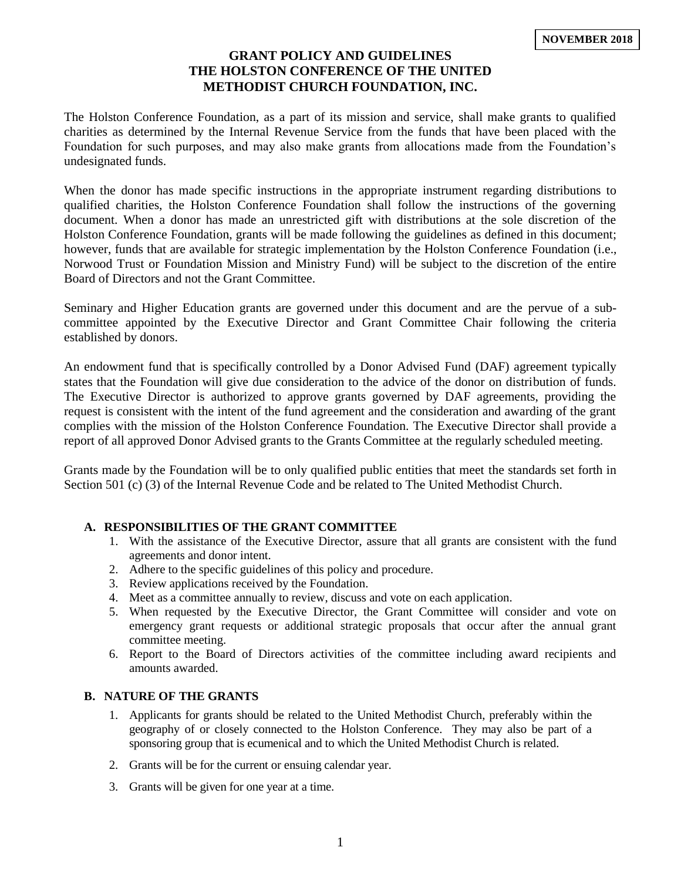**NOVEMBER 2018**

# GRANT POLICY AND GUIDELINES
# THE HOLSTON CONFERENCE OF THE UNITED METHODIST CHURCH FOUNDATION, INC.

The Holston Conference Foundation, as a part of its mission and service, shall make grants to qualified charities as determined by the Internal Revenue Service from the funds that have been placed with the Foundation for such purposes, and may also make grants from allocations made from the Foundation's undesignated funds.

When the donor has made specific instructions in the appropriate instrument regarding distributions to qualified charities, the Holston Conference Foundation shall follow the instructions of the governing document. When a donor has made an unrestricted gift with distributions at the sole discretion of the Holston Conference Foundation, grants will be made following the guidelines as defined in this document; however, funds that are available for strategic implementation by the Holston Conference Foundation (i.e., Norwood Trust or Foundation Mission and Ministry Fund) will be subject to the discretion of the entire Board of Directors and not the Grant Committee.

Seminary and Higher Education grants are governed under this document and are the pervue of a sub-committee appointed by the Executive Director and Grant Committee Chair following the criteria established by donors.

An endowment fund that is specifically controlled by a Donor Advised Fund (DAF) agreement typically states that the Foundation will give due consideration to the advice of the donor on distribution of funds. The Executive Director is authorized to approve grants governed by DAF agreements, providing the request is consistent with the intent of the fund agreement and the consideration and awarding of the grant complies with the mission of the Holston Conference Foundation. The Executive Director shall provide a report of all approved Donor Advised grants to the Grants Committee at the regularly scheduled meeting.

Grants made by the Foundation will be to only qualified public entities that meet the standards set forth in Section 501 (c) (3) of the Internal Revenue Code and be related to The United Methodist Church.

## A. RESPONSIBILITIES OF THE GRANT COMMITTEE

1. With the assistance of the Executive Director, assure that all grants are consistent with the fund agreements and donor intent.
2. Adhere to the specific guidelines of this policy and procedure.
3. Review applications received by the Foundation.
4. Meet as a committee annually to review, discuss and vote on each application.
5. When requested by the Executive Director, the Grant Committee will consider and vote on emergency grant requests or additional strategic proposals that occur after the annual grant committee meeting.
6. Report to the Board of Directors activities of the committee including award recipients and amounts awarded.

## B. NATURE OF THE GRANTS

1. Applicants for grants should be related to the United Methodist Church, preferably within the geography of or closely connected to the Holston Conference. They may also be part of a sponsoring group that is ecumenical and to which the United Methodist Church is related.
2. Grants will be for the current or ensuing calendar year.
3. Grants will be given for one year at a time.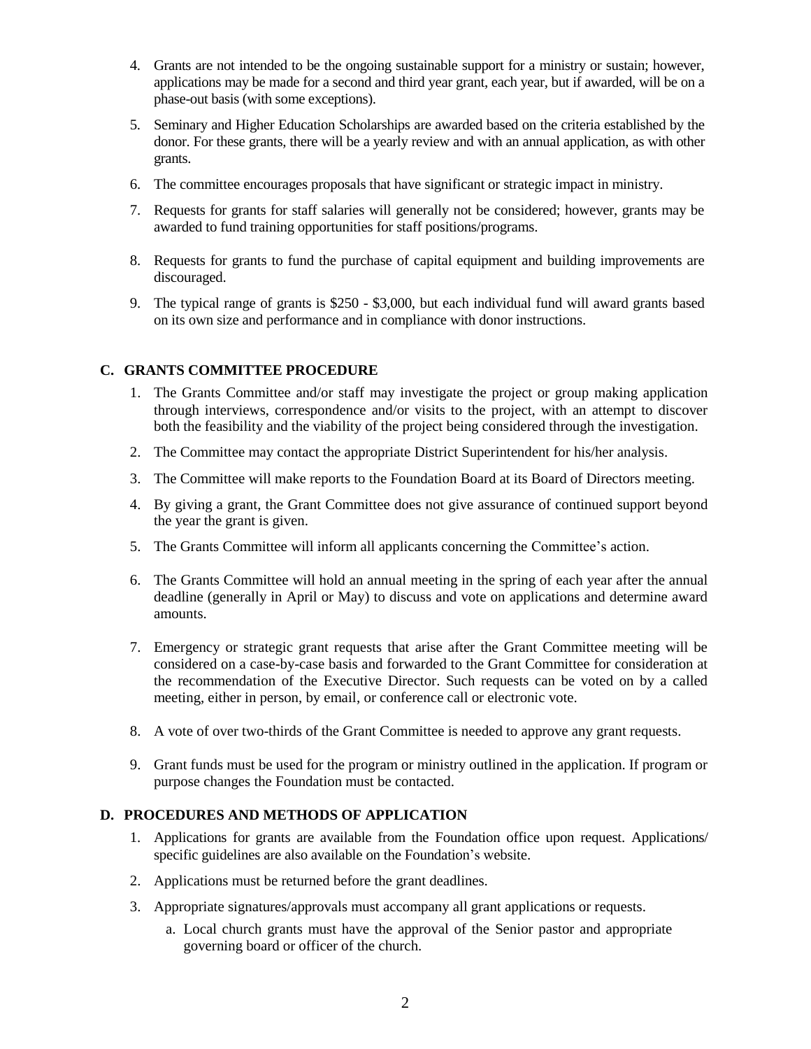4. Grants are not intended to be the ongoing sustainable support for a ministry or sustain; however, applications may be made for a second and third year grant, each year, but if awarded, will be on a phase-out basis (with some exceptions).

5. Seminary and Higher Education Scholarships are awarded based on the criteria established by the donor. For these grants, there will be a yearly review and with an annual application, as with other grants.

6. The committee encourages proposals that have significant or strategic impact in ministry.

7. Requests for grants for staff salaries will generally not be considered; however, grants may be awarded to fund training opportunities for staff positions/programs.

8. Requests for grants to fund the purchase of capital equipment and building improvements are discouraged.

9. The typical range of grants is $250 - $3,000, but each individual fund will award grants based on its own size and performance and in compliance with donor instructions.

## C. GRANTS COMMITTEE PROCEDURE

1. The Grants Committee and/or staff may investigate the project or group making application through interviews, correspondence and/or visits to the project, with an attempt to discover both the feasibility and the viability of the project being considered through the investigation.

2. The Committee may contact the appropriate District Superintendent for his/her analysis.

3. The Committee will make reports to the Foundation Board at its Board of Directors meeting.

4. By giving a grant, the Grant Committee does not give assurance of continued support beyond the year the grant is given.

5. The Grants Committee will inform all applicants concerning the Committee's action.

6. The Grants Committee will hold an annual meeting in the spring of each year after the annual deadline (generally in April or May) to discuss and vote on applications and determine award amounts.

7. Emergency or strategic grant requests that arise after the Grant Committee meeting will be considered on a case-by-case basis and forwarded to the Grant Committee for consideration at the recommendation of the Executive Director. Such requests can be voted on by a called meeting, either in person, by email, or conference call or electronic vote.

8. A vote of over two-thirds of the Grant Committee is needed to approve any grant requests.

9. Grant funds must be used for the program or ministry outlined in the application. If program or purpose changes the Foundation must be contacted.

## D. PROCEDURES AND METHODS OF APPLICATION

1. Applications for grants are available from the Foundation office upon request. Applications/ specific guidelines are also available on the Foundation's website.

2. Applications must be returned before the grant deadlines.

3. Appropriate signatures/approvals must accompany all grant applications or requests.

   a. Local church grants must have the approval of the Senior pastor and appropriate governing board or officer of the church.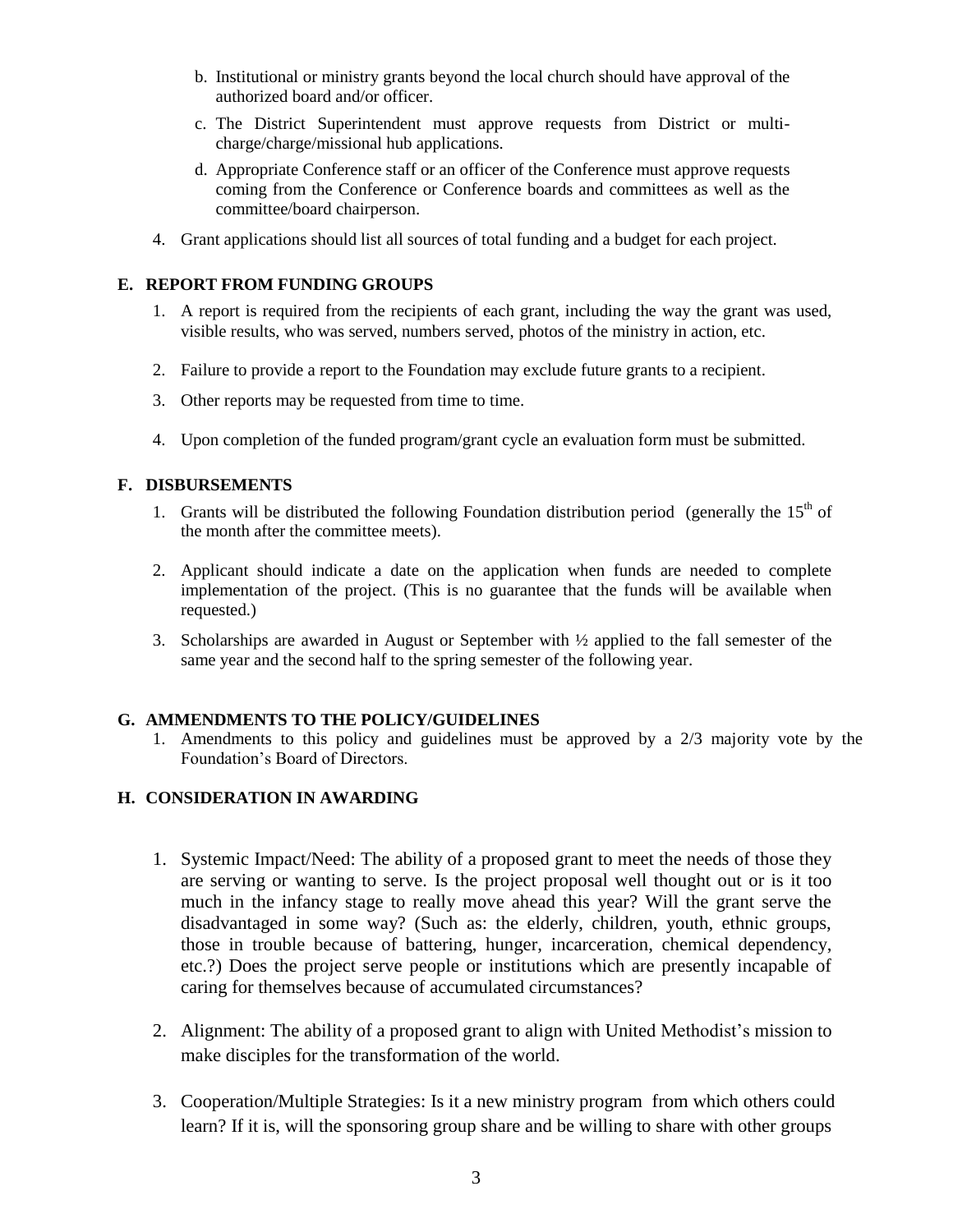b. Institutional or ministry grants beyond the local church should have approval of the authorized board and/or officer.

c. The District Superintendent must approve requests from District or multi-charge/charge/missional hub applications.

d. Appropriate Conference staff or an officer of the Conference must approve requests coming from the Conference or Conference boards and committees as well as the committee/board chairperson.

4. Grant applications should list all sources of total funding and a budget for each project.

## E. REPORT FROM FUNDING GROUPS

1. A report is required from the recipients of each grant, including the way the grant was used, visible results, who was served, numbers served, photos of the ministry in action, etc.
2. Failure to provide a report to the Foundation may exclude future grants to a recipient.
3. Other reports may be requested from time to time.
4. Upon completion of the funded program/grant cycle an evaluation form must be submitted.

## F. DISBURSEMENTS

1. Grants will be distributed the following Foundation distribution period (generally the 15th of the month after the committee meets).
2. Applicant should indicate a date on the application when funds are needed to complete implementation of the project. (This is no guarantee that the funds will be available when requested.)
3. Scholarships are awarded in August or September with ½ applied to the fall semester of the same year and the second half to the spring semester of the following year.

## G. AMMENDMENTS TO THE POLICY/GUIDELINES

1. Amendments to this policy and guidelines must be approved by a 2/3 majority vote by the Foundation's Board of Directors.

## H. CONSIDERATION IN AWARDING

1. Systemic Impact/Need: The ability of a proposed grant to meet the needs of those they are serving or wanting to serve. Is the project proposal well thought out or is it too much in the infancy stage to really move ahead this year? Will the grant serve the disadvantaged in some way? (Such as: the elderly, children, youth, ethnic groups, those in trouble because of battering, hunger, incarceration, chemical dependency, etc.?) Does the project serve people or institutions which are presently incapable of caring for themselves because of accumulated circumstances?
2. Alignment: The ability of a proposed grant to align with United Methodist's mission to make disciples for the transformation of the world.
3. Cooperation/Multiple Strategies: Is it a new ministry program from which others could learn? If it is, will the sponsoring group share and be willing to share with other groups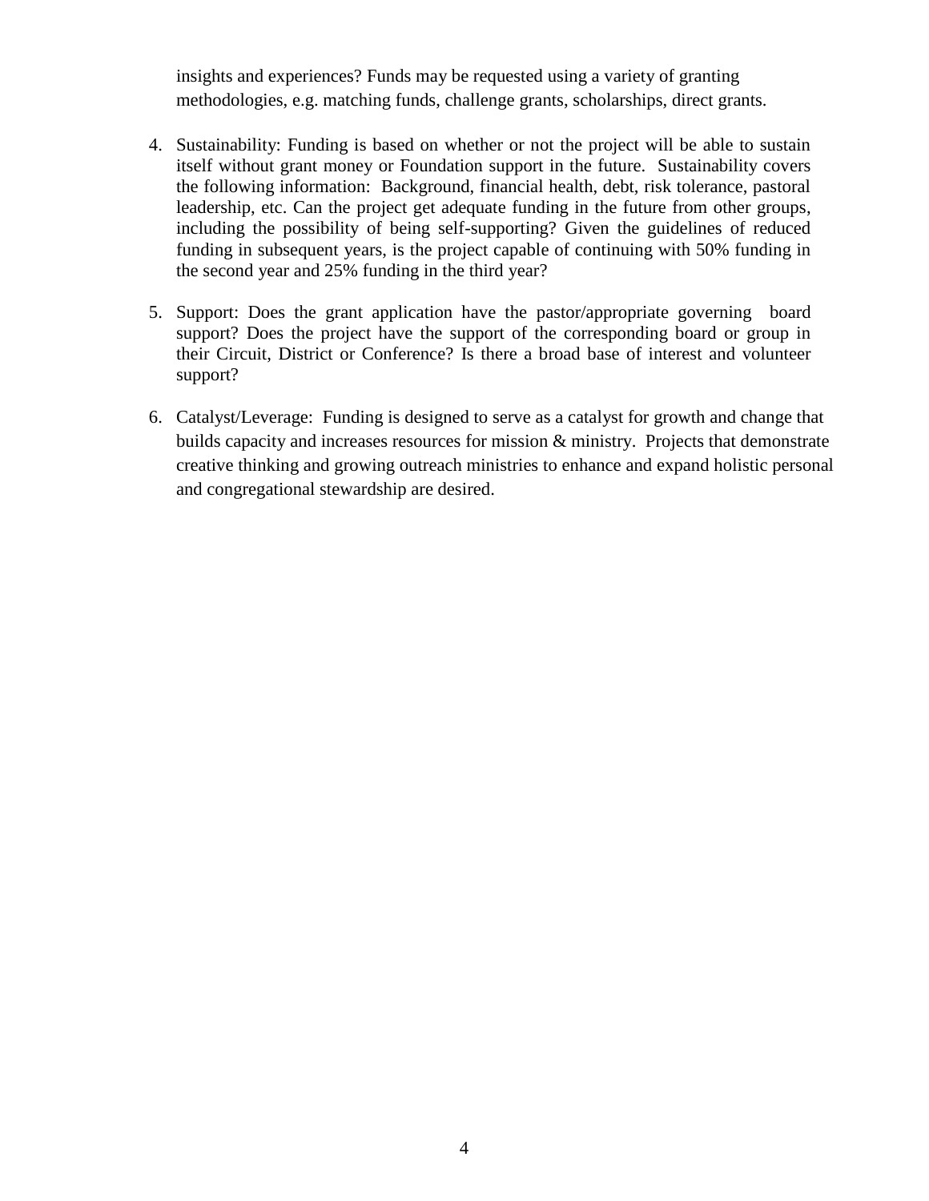insights and experiences? Funds may be requested using a variety of granting methodologies, e.g. matching funds, challenge grants, scholarships, direct grants.

4. Sustainability: Funding is based on whether or not the project will be able to sustain itself without grant money or Foundation support in the future. Sustainability covers the following information: Background, financial health, debt, risk tolerance, pastoral leadership, etc. Can the project get adequate funding in the future from other groups, including the possibility of being self-supporting? Given the guidelines of reduced funding in subsequent years, is the project capable of continuing with 50% funding in the second year and 25% funding in the third year?

5. Support: Does the grant application have the pastor/appropriate governing board support? Does the project have the support of the corresponding board or group in their Circuit, District or Conference? Is there a broad base of interest and volunteer support?

6. Catalyst/Leverage: Funding is designed to serve as a catalyst for growth and change that builds capacity and increases resources for mission & ministry. Projects that demonstrate creative thinking and growing outreach ministries to enhance and expand holistic personal and congregational stewardship are desired.